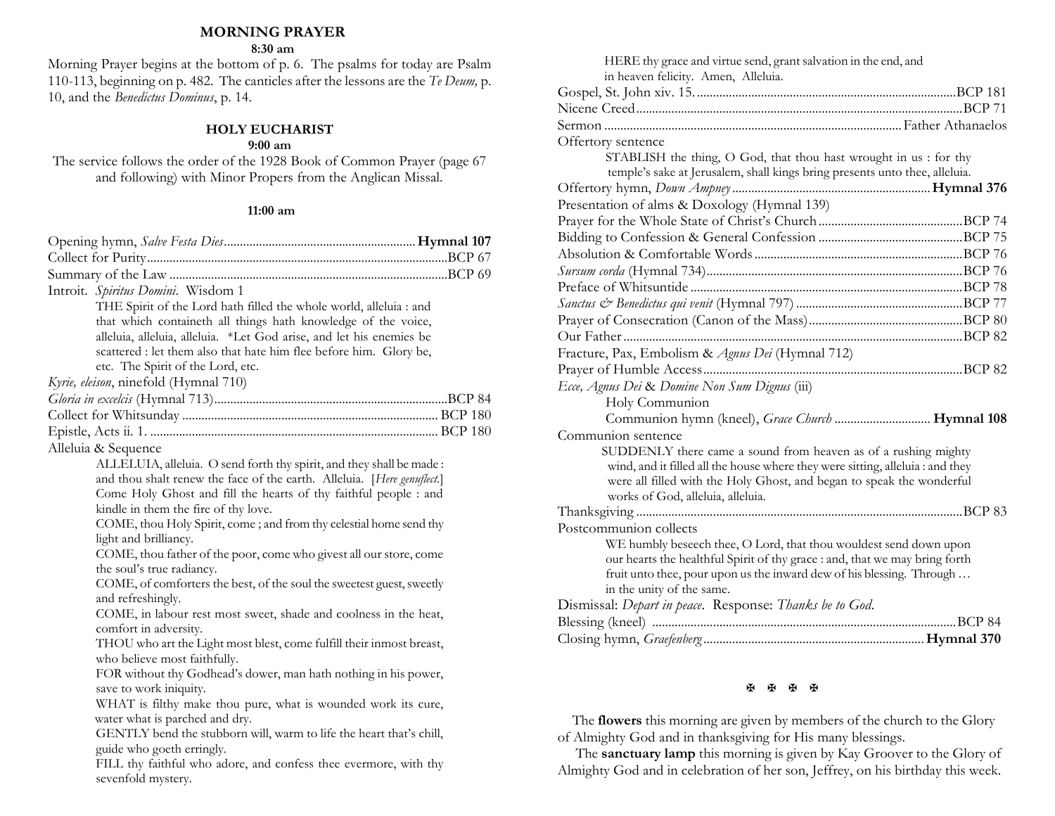## MORNING PRAYER

**8:30 am**

Morning Prayer begins at the bottom of p. 6. The psalms for today are Psalm 110-113, beginning on p. 482. The canticles after the lessons are the *Te Deum,* p. 10, and the *Benedictus Dominus*, p. 14.

## HOLY EUCHARIST

**9:00 am**

The service follows the order of the 1928 Book of Common Prayer (page 67 and following) with Minor Propers from the Anglican Missal.

**11:00 am**

Opening hymn, *Salve Festa Dies* ........................................................... **Hymnal 107**
Collect for Purity ........................................................................................... BCP 67
Summary of the Law ..................................................................................... BCP 69
Introit. *Spiritus Domini*. Wisdom 1

> THE Spirit of the Lord hath filled the whole world, alleluia : and that which containeth all things hath knowledge of the voice, alleluia, alleluia, alleluia. *Let God arise, and let his enemies be scattered : let them also that hate him flee before him. Glory be, etc. The Spirit of the Lord, etc.

*Kyrie, eleison*, ninefold (Hymnal 710)
*Gloria in excelcis* (Hymnal 713) ........................................................................ BCP 84
Collect for Whitsunday ............................................................................... BCP 180
Epistle, Acts ii. 1. ......................................................................................... BCP 180
Alleluia & Sequence

> ALLELUIA, alleluia. O send forth thy spirit, and they shall be made : and thou shalt renew the face of the earth. Alleluia. [*Here genuflect.*] Come Holy Ghost and fill the hearts of thy faithful people : and kindle in them the fire of thy love.
>
> COME, thou Holy Spirit, come ; and from thy celestial home send thy light and brilliancy.
>
> COME, thou father of the poor, come who givest all our store, come the soul's true radiancy.
>
> COME, of comforters the best, of the soul the sweetest guest, sweetly and refreshingly.
>
> COME, in labour rest most sweet, shade and coolness in the heat, comfort in adversity.
>
> THOU who art the Light most blest, come fulfill their inmost breast, who believe most faithfully.
>
> FOR without thy Godhead's dower, man hath nothing in his power, save to work iniquity.
>
> WHAT is filthy make thou pure, what is wounded work its cure, water what is parched and dry.
>
> GENTLY bend the stubborn will, warm to life the heart that's chill, guide who goeth erringly.
>
> FILL thy faithful who adore, and confess thee evermore, with thy sevenfold mystery.
>
> HERE thy grace and virtue send, grant salvation in the end, and in heaven felicity. Amen, Alleluia.

Gospel, St. John xiv. 15. ................................................................................ BCP 181
Nicene Creed .................................................................................................... BCP 71
Sermon ........................................................................................... Father Athanaelos
Offertory sentence

> STABLISH the thing, O God, that thou hast wrought in us : for thy temple's sake at Jerusalem, shall kings bring presents unto thee, alleluia.

Offertory hymn, *Down Ampney* ............................................................. **Hymnal 376**
Presentation of alms & Doxology (Hymnal 139)
Prayer for the Whole State of Christ's Church ............................................. BCP 74
Bidding to Confession & General Confession ............................................. BCP 75
Absolution & Comfortable Words ................................................................ BCP 76
*Sursum corda* (Hymnal 734) ............................................................................. BCP 76
Preface of Whitsuntide .................................................................................... BCP 78
*Sanctus & Benedictus qui venit* (Hymnal 797) .................................................... BCP 77
Prayer of Consecration (Canon of the Mass) ................................................ BCP 80
Our Father ........................................................................................................ BCP 82
Fracture, Pax, Embolism & *Agnus Dei* (Hymnal 712)
Prayer of Humble Access ................................................................................ BCP 82
*Ecce, Agnus Dei* & *Domine Non Sum Dignus* (iii)

> Holy Communion
>
> Communion hymn (kneel), *Grace Church* ............................ **Hymnal 108**

Communion sentence

> SUDDENLY there came a sound from heaven as of a rushing mighty wind, and it filled all the house where they were sitting, alleluia : and they were all filled with the Holy Ghost, and began to speak the wonderful works of God, alleluia, alleluia.

Thanksgiving .................................................................................................... BCP 83
Postcommunion collects

> WE humbly beseech thee, O Lord, that thou wouldest send down upon our hearts the healthful Spirit of thy grace : and, that we may bring forth fruit unto thee, pour upon us the inward dew of his blessing. Through … in the unity of the same.

Dismissal: *Depart in peace*. Response: *Thanks be to God*.
Blessing (kneel) ............................................................................................. BCP 84
Closing hymn, *Graefenberg* .................................................................... **Hymnal 370**

✠ ✠ ✠ ✠

The **flowers** this morning are given by members of the church to the Glory of Almighty God and in thanksgiving for His many blessings.

The **sanctuary lamp** this morning is given by Kay Groover to the Glory of Almighty God and in celebration of her son, Jeffrey, on his birthday this week.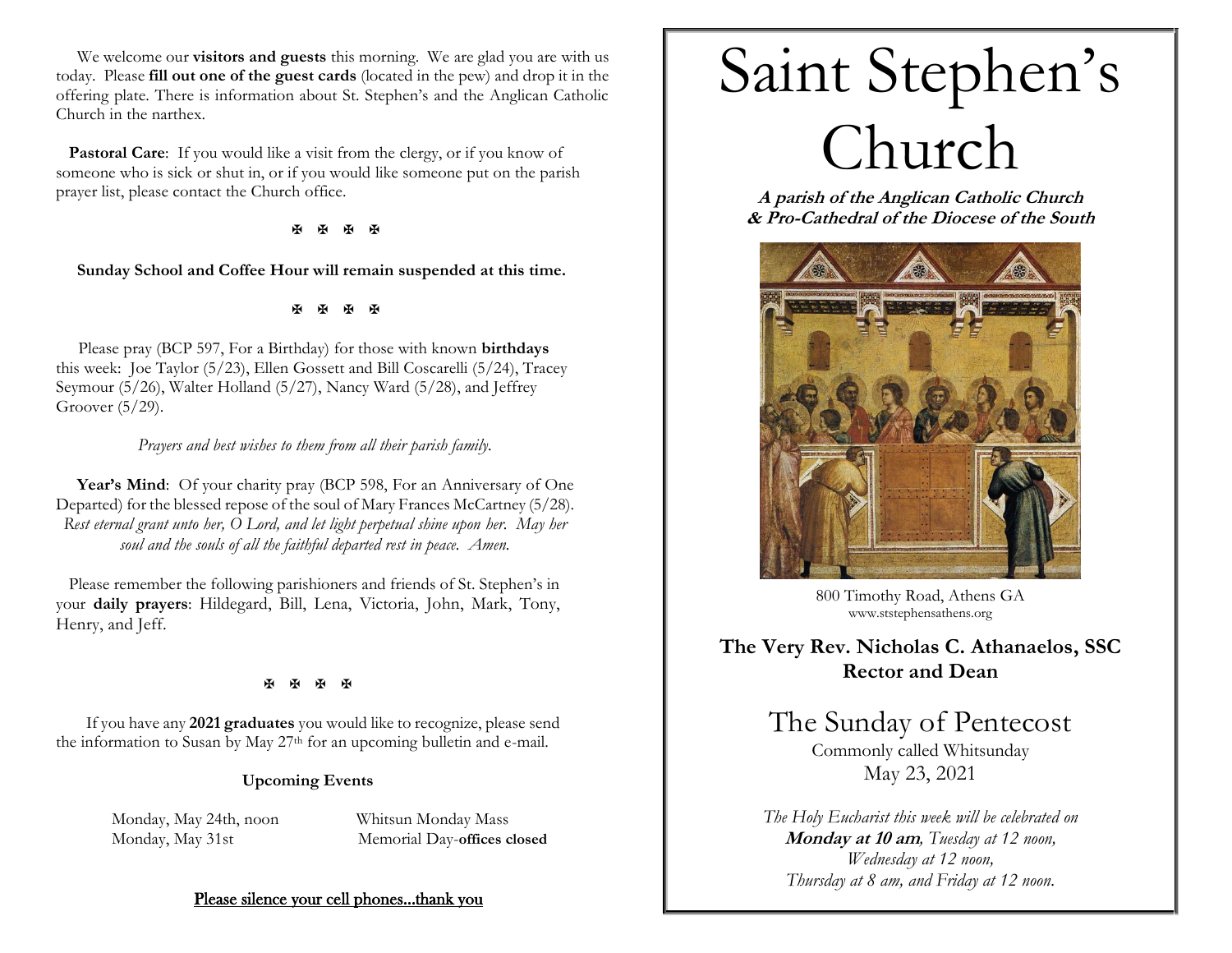We welcome our **visitors and guests** this morning. We are glad you are with us today. Please **fill out one of the guest cards** (located in the pew) and drop it in the offering plate. There is information about St. Stephen's and the Anglican Catholic Church in the narthex.

**Pastoral Care**: If you would like a visit from the clergy, or if you know of someone who is sick or shut in, or if you would like someone put on the parish prayer list, please contact the Church office.

✠ ✠ ✠ ✠

**Sunday School and Coffee Hour will remain suspended at this time.**

✠ ✠ ✠ ✠

Please pray (BCP 597, For a Birthday) for those with known **birthdays** this week: Joe Taylor (5/23), Ellen Gossett and Bill Coscarelli (5/24), Tracey Seymour (5/26), Walter Holland (5/27), Nancy Ward (5/28), and Jeffrey Groover (5/29).

*Prayers and best wishes to them from all their parish family.*

**Year's Mind**: Of your charity pray (BCP 598, For an Anniversary of One Departed) for the blessed repose of the soul of Mary Frances McCartney (5/28). *Rest eternal grant unto her, O Lord, and let light perpetual shine upon her. May her soul and the souls of all the faithful departed rest in peace. Amen.*

Please remember the following parishioners and friends of St. Stephen's in your **daily prayers**: Hildegard, Bill, Lena, Victoria, John, Mark, Tony, Henry, and Jeff.

✠ ✠ ✠ ✠

If you have any **2021 graduates** you would like to recognize, please send the information to Susan by May 27th for an upcoming bulletin and e-mail.

**Upcoming Events**

| | |
|---|---|
| Monday, May 24th, noon | Whitsun Monday Mass |
| Monday, May 31st | Memorial Day-**offices closed** |

Please silence your cell phones...thank you

# Saint Stephen's Church

***A parish of the Anglican Catholic Church & Pro-Cathedral of the Diocese of the South***

800 Timothy Road, Athens GA
www.ststephensathens.org

**The Very Rev. Nicholas C. Athanaelos, SSC**
**Rector and Dean**

## The Sunday of Pentecost

Commonly called Whitsunday
May 23, 2021

*The Holy Eucharist this week will be celebrated on* ***Monday at 10 am****, Tuesday at 12 noon, Wednesday at 12 noon, Thursday at 8 am, and Friday at 12 noon.*